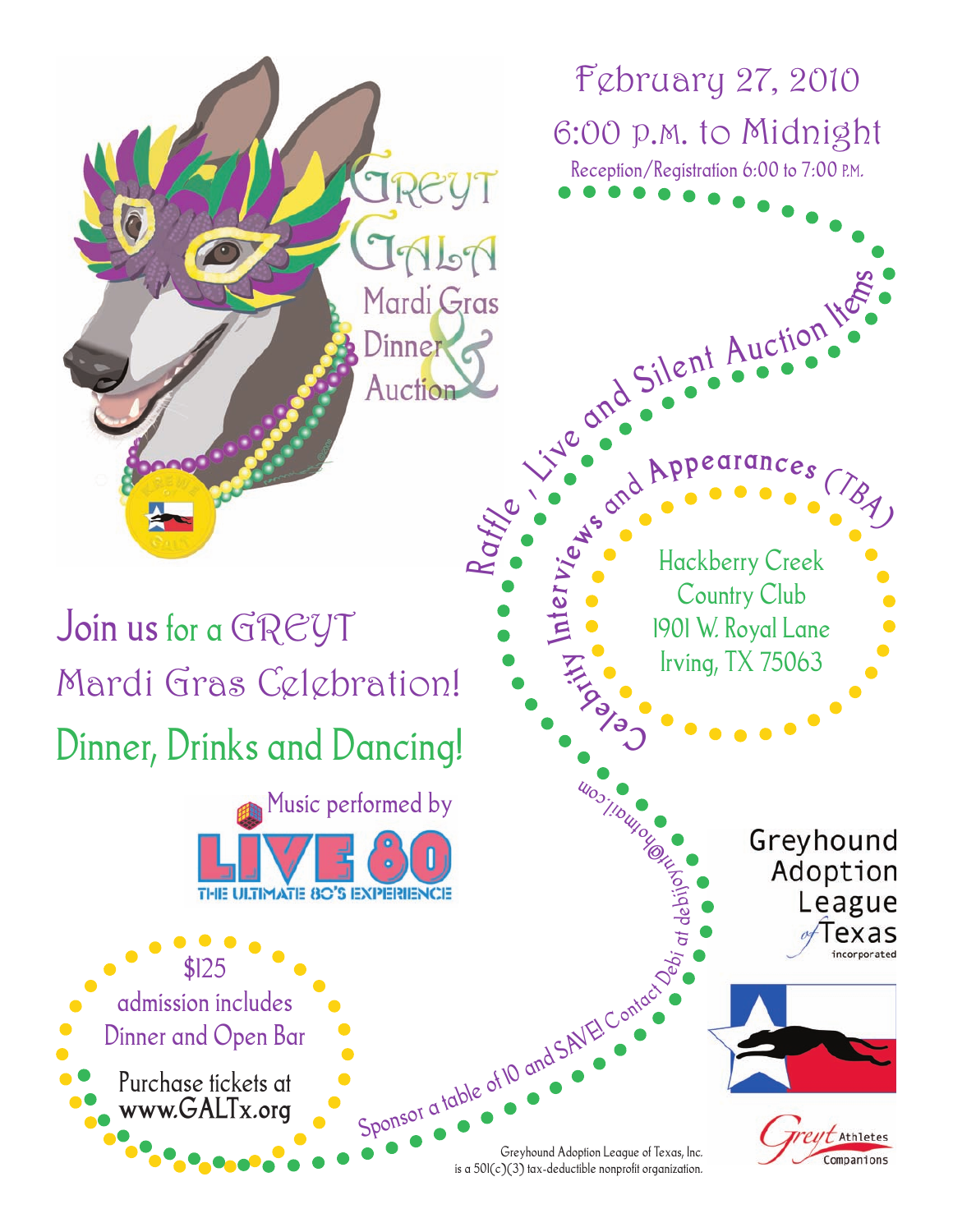# Greyt Gala

## Mardi Gras Dinner & Auction

February 27, 2010

6:00 p.m. to Midnight

Reception/Registration 6:00 to 7:00 P.M.

Raffle, Live and Silent Auction Items

Celebrity Interviews and Appearances (TBA)

Hackberry Creek Country Club
1901 W. Royal Lane
Irving, TX 75063

## Join us for a GREYT Mardi Gras Celebration!

## Dinner, Drinks and Dancing!

Music performed by

**LIVE 80**
THE ULTIMATE 80'S EXPERIENCE

$125
admission includes
Dinner and Open Bar

Purchase tickets at
**www.GALTx.org**

Sponsor a table of 10 and SAVE! Contact Debi at debijohn@hotmail.com

Greyhound Adoption League of Texas incorporated

Greyt Athletes Companions

Greyhound Adoption League of Texas, Inc. is a 501(c)(3) tax-deductible nonprofit organization.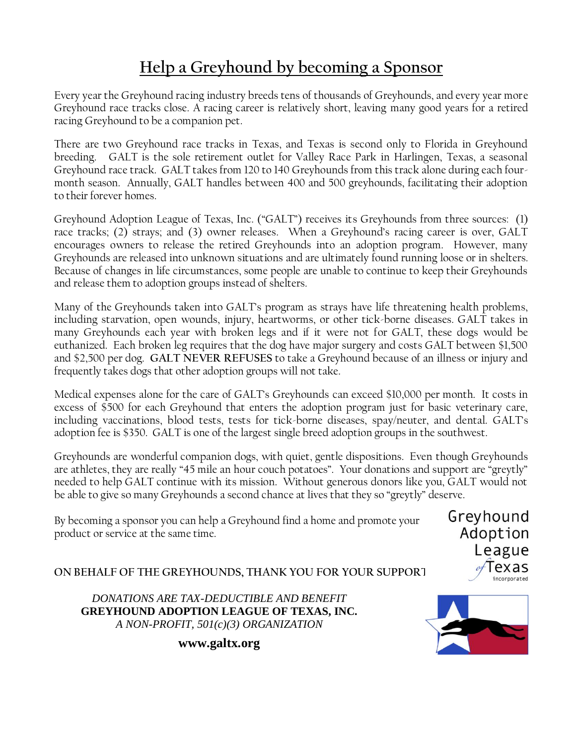# Help a Greyhound by becoming a Sponsor

Every year the Greyhound racing industry breeds tens of thousands of Greyhounds, and every year more Greyhound race tracks close. A racing career is relatively short, leaving many good years for a retired racing Greyhound to be a companion pet.

There are two Greyhound race tracks in Texas, and Texas is second only to Florida in Greyhound breeding. GALT is the sole retirement outlet for Valley Race Park in Harlingen, Texas, a seasonal Greyhound race track. GALT takes from 120 to 140 Greyhounds from this track alone during each four-month season. Annually, GALT handles between 400 and 500 greyhounds, facilitating their adoption to their forever homes.

Greyhound Adoption League of Texas, Inc. ("GALT") receives its Greyhounds from three sources: (1) race tracks; (2) strays; and (3) owner releases. When a Greyhound's racing career is over, GALT encourages owners to release the retired Greyhounds into an adoption program. However, many Greyhounds are released into unknown situations and are ultimately found running loose or in shelters. Because of changes in life circumstances, some people are unable to continue to keep their Greyhounds and release them to adoption groups instead of shelters.

Many of the Greyhounds taken into GALT's program as strays have life threatening health problems, including starvation, open wounds, injury, heartworms, or other tick-borne diseases. GALT takes in many Greyhounds each year with broken legs and if it were not for GALT, these dogs would be euthanized. Each broken leg requires that the dog have major surgery and costs GALT between $1,500 and $2,500 per dog. **GALT NEVER REFUSES** to take a Greyhound because of an illness or injury and frequently takes dogs that other adoption groups will not take.

Medical expenses alone for the care of GALT's Greyhounds can exceed $10,000 per month. It costs in excess of $500 for each Greyhound that enters the adoption program just for basic veterinary care, including vaccinations, blood tests, tests for tick-borne diseases, spay/neuter, and dental. GALT's adoption fee is $350. GALT is one of the largest single breed adoption groups in the southwest.

Greyhounds are wonderful companion dogs, with quiet, gentle dispositions. Even though Greyhounds are athletes, they are really "45 mile an hour couch potatoes". Your donations and support are "greytly" needed to help GALT continue with its mission. Without generous donors like you, GALT would not be able to give so many Greyhounds a second chance at lives that they so "greytly" deserve.

By becoming a sponsor you can help a Greyhound find a home and promote your product or service at the same time.

Greyhound Adoption League of Texas incorporated

**ON BEHALF OF THE GREYHOUNDS, THANK YOU FOR YOUR SUPPORT**

*DONATIONS ARE TAX-DEDUCTIBLE AND BENEFIT*
**GREYHOUND ADOPTION LEAGUE OF TEXAS, INC.**
*A NON-PROFIT, 501(c)(3) ORGANIZATION*

**www.galtx.org**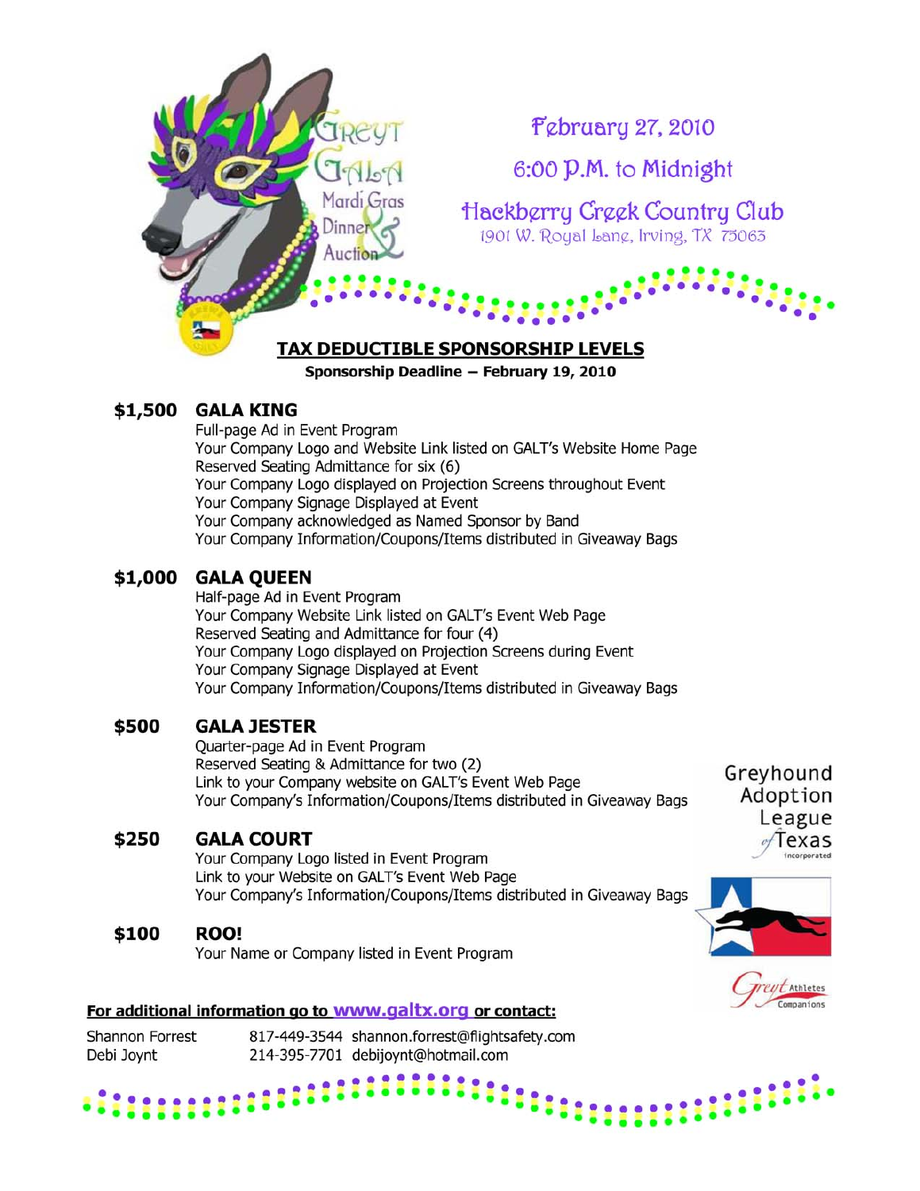# Greyt Gala

Mardi Gras Dinner & Auction

February 27, 2010

6:00 P.M. to Midnight

Hackberry Creek Country Club

1901 W. Royal Lane, Irving, TX 75063

## TAX DEDUCTIBLE SPONSORSHIP LEVELS

**Sponsorship Deadline – February 19, 2010**

### $1,500 GALA KING

- Full-page Ad in Event Program
- Your Company Logo and Website Link listed on GALT's Website Home Page
- Reserved Seating Admittance for six (6)
- Your Company Logo displayed on Projection Screens throughout Event
- Your Company Signage Displayed at Event
- Your Company acknowledged as Named Sponsor by Band
- Your Company Information/Coupons/Items distributed in Giveaway Bags

### $1,000 GALA QUEEN

- Half-page Ad in Event Program
- Your Company Website Link listed on GALT's Event Web Page
- Reserved Seating and Admittance for four (4)
- Your Company Logo displayed on Projection Screens during Event
- Your Company Signage Displayed at Event
- Your Company Information/Coupons/Items distributed in Giveaway Bags

### $500 GALA JESTER

- Quarter-page Ad in Event Program
- Reserved Seating & Admittance for two (2)
- Link to your Company website on GALT's Event Web Page
- Your Company's Information/Coupons/Items distributed in Giveaway Bags

### $250 GALA COURT

- Your Company Logo listed in Event Program
- Link to your Website on GALT's Event Web Page
- Your Company's Information/Coupons/Items distributed in Giveaway Bags

### $100 ROO!

- Your Name or Company listed in Event Program

Greyhound Adoption League of Texas Incorporated

Greyt Athletes Companions

**For additional information go to www.galtx.org or contact:**

| | | |
|---|---|---|
| Shannon Forrest | 817-449-3544 | shannon.forrest@flightsafety.com |
| Debi Joynt | 214-395-7701 | debijoynt@hotmail.com |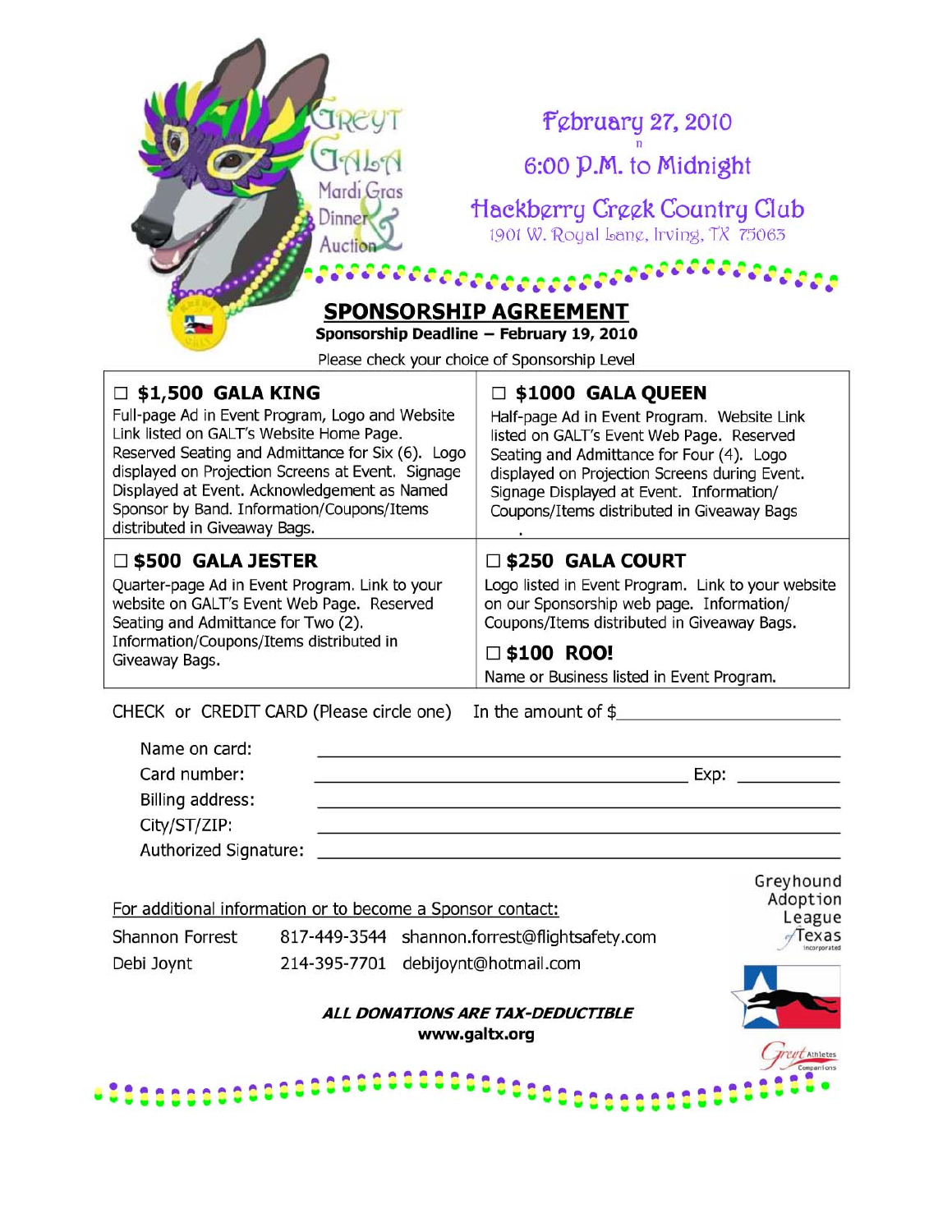GREYT GALA Mardi Gras Dinner & Auction

February 27, 2010

6:00 P.M. to Midnight

Hackberry Creek Country Club

1901 W. Royal Lane, Irving, TX 75063

## SPONSORSHIP AGREEMENT

**Sponsorship Deadline – February 19, 2010**

Please check your choice of Sponsorship Level

| | |
|---|---|
| ☐ **$1,500 GALA KING**<br>Full-page Ad in Event Program, Logo and Website Link listed on GALT's Website Home Page. Reserved Seating and Admittance for Six (6). Logo displayed on Projection Screens at Event. Signage Displayed at Event. Acknowledgement as Named Sponsor by Band. Information/Coupons/Items distributed in Giveaway Bags. | ☐ **$1000 GALA QUEEN**<br>Half-page Ad in Event Program. Website Link listed on GALT's Event Web Page. Reserved Seating and Admittance for Four (4). Logo displayed on Projection Screens during Event. Signage Displayed at Event. Information/ Coupons/Items distributed in Giveaway Bags |
| ☐ **$500 GALA JESTER**<br>Quarter-page Ad in Event Program. Link to your website on GALT's Event Web Page. Reserved Seating and Admittance for Two (2). Information/Coupons/Items distributed in Giveaway Bags. | ☐ **$250 GALA COURT**<br>Logo listed in Event Program. Link to your website on our Sponsorship web page. Information/ Coupons/Items distributed in Giveaway Bags.<br><br>☐ **$100 ROO!**<br>Name or Business listed in Event Program. |

CHECK or CREDIT CARD (Please circle one) In the amount of $\_\_\_\_\_\_\_\_\_\_\_\_\_\_\_\_

Name on card: \_\_\_\_\_\_\_\_\_\_\_\_\_\_\_\_\_\_\_\_\_\_\_\_\_\_\_\_\_\_

Card number: \_\_\_\_\_\_\_\_\_\_\_\_\_\_\_\_\_\_\_\_\_\_\_\_ Exp: \_\_\_\_\_\_\_\_

Billing address: \_\_\_\_\_\_\_\_\_\_\_\_\_\_\_\_\_\_\_\_\_\_\_\_\_\_\_\_\_\_

City/ST/ZIP: \_\_\_\_\_\_\_\_\_\_\_\_\_\_\_\_\_\_\_\_\_\_\_\_\_\_\_\_\_\_

Authorized Signature: \_\_\_\_\_\_\_\_\_\_\_\_\_\_\_\_\_\_\_\_\_\_\_\_\_\_\_\_\_\_

For additional information or to become a Sponsor contact:

| | | |
|---|---|---|
| Shannon Forrest | 817-449-3544 | shannon.forrest@flightsafety.com |
| Debi Joynt | 214-395-7701 | debijoynt@hotmail.com |

Greyhound Adoption League of Texas Incorporated

***ALL DONATIONS ARE TAX-DEDUCTIBLE***

**www.galtx.org**

Greyt Athletes Companions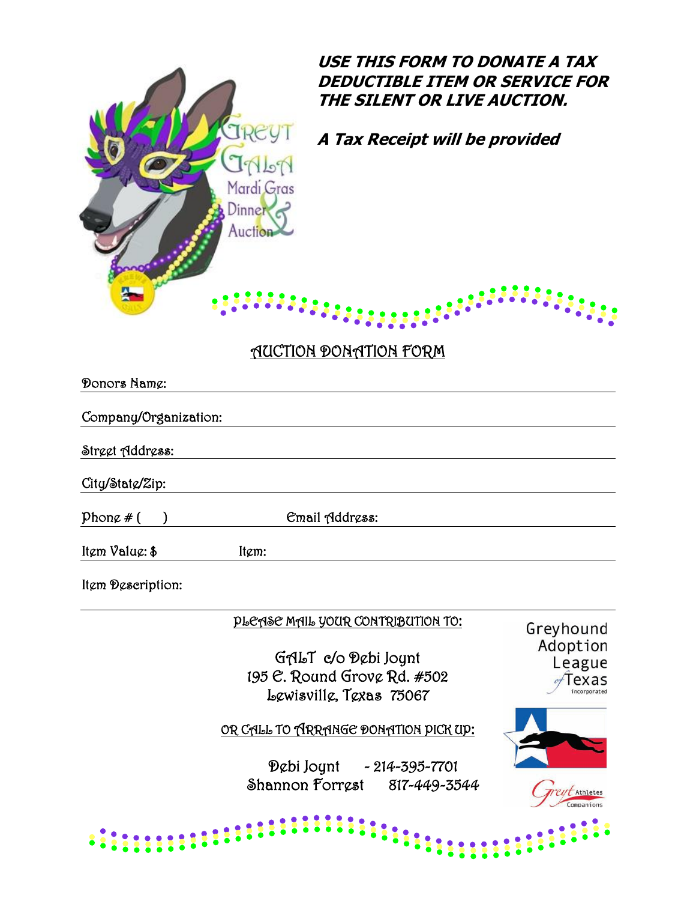**_USE THIS FORM TO DONATE A TAX DEDUCTIBLE ITEM OR SERVICE FOR THE SILENT OR LIVE AUCTION._**

**_A Tax Receipt will be provided_**

## AUCTION DONATION FORM

Donors Name: ______________________________________________

Company/Organization: ______________________________________

Street Address: ____________________________________________

City/State/Zip: ____________________________________________

Phone # (      ) __________________ Email Address: ____________________

Item Value: $ ______________ Item: ____________________________

Item Description: __________________________________________

PLEASE MAIL YOUR CONTRIBUTION TO:

GALT c/o Debi Joynt
195 E. Round Grove Rd. #502
Lewisville, Texas 75067

OR CALL TO ARRANGE DONATION PICK UP:

Debi Joynt - 214-395-7701
Shannon Forrest 817-449-3544

Greyhound Adoption League of Texas incorporated

Greyt Athletes Companions